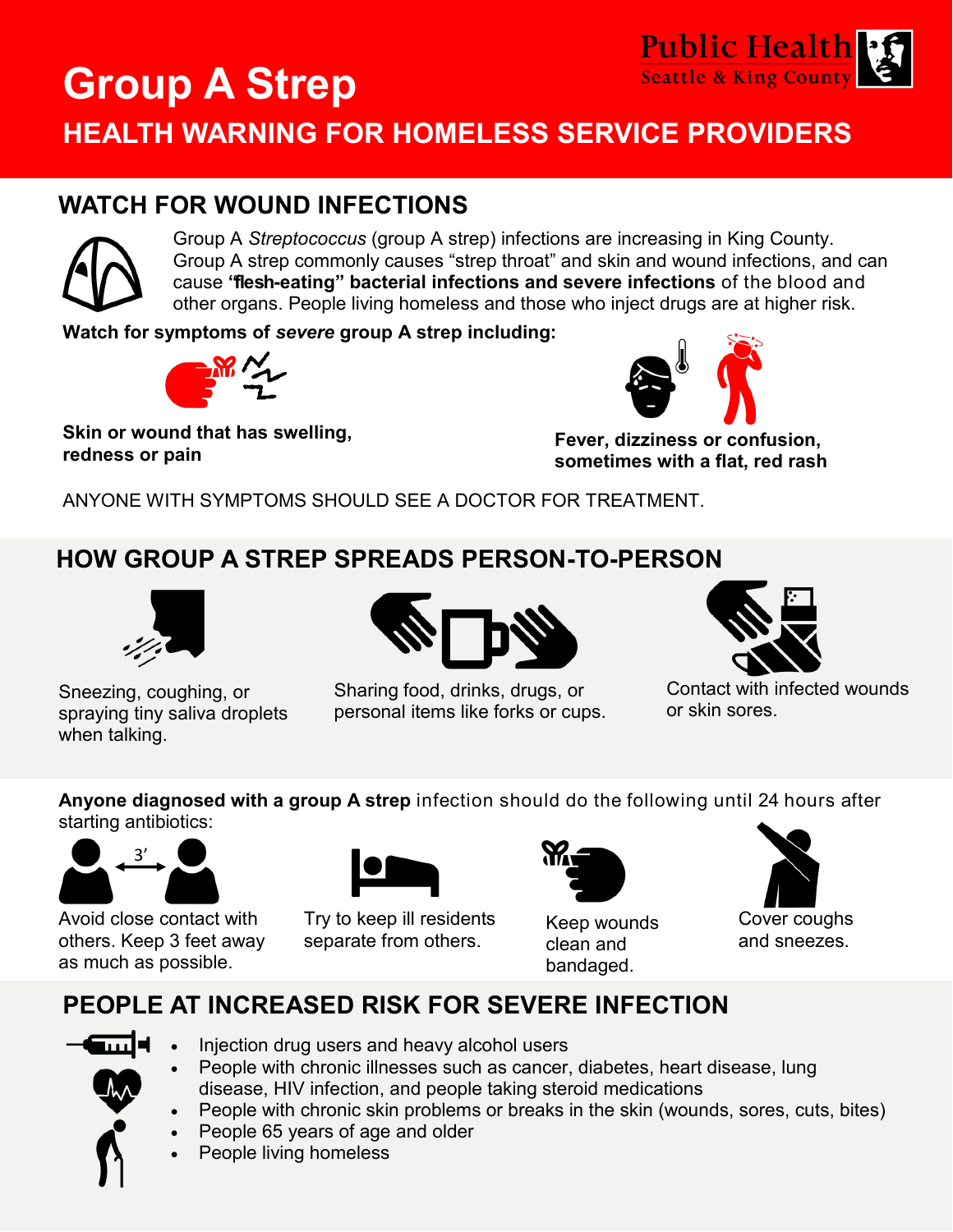Public Health
Seattle & King County

# Group A Strep

## HEALTH WARNING FOR HOMELESS SERVICE PROVIDERS

## WATCH FOR WOUND INFECTIONS

Group A *Streptococcus* (group A strep) infections are increasing in King County. Group A strep commonly causes "strep throat" and skin and wound infections, and can cause **"flesh-eating" bacterial infections and severe infections** of the blood and other organs. People living homeless and those who inject drugs are at higher risk.

**Watch for symptoms of *severe* group A strep including:**

**Skin or wound that has swelling, redness or pain**

**Fever, dizziness or confusion, sometimes with a flat, red rash**

ANYONE WITH SYMPTOMS SHOULD SEE A DOCTOR FOR TREATMENT.

## HOW GROUP A STREP SPREADS PERSON-TO-PERSON

Sneezing, coughing, or spraying tiny saliva droplets when talking.

Sharing food, drinks, drugs, or personal items like forks or cups.

Contact with infected wounds or skin sores.

**Anyone diagnosed with a group A strep** infection should do the following until 24 hours after starting antibiotics:

3′

Avoid close contact with others. Keep 3 feet away as much as possible.

Try to keep ill residents separate from others.

Keep wounds clean and bandaged.

Cover coughs and sneezes.

## PEOPLE AT INCREASED RISK FOR SEVERE INFECTION

- Injection drug users and heavy alcohol users
- People with chronic illnesses such as cancer, diabetes, heart disease, lung disease, HIV infection, and people taking steroid medications
- People with chronic skin problems or breaks in the skin (wounds, sores, cuts, bites)
- People 65 years of age and older
- People living homeless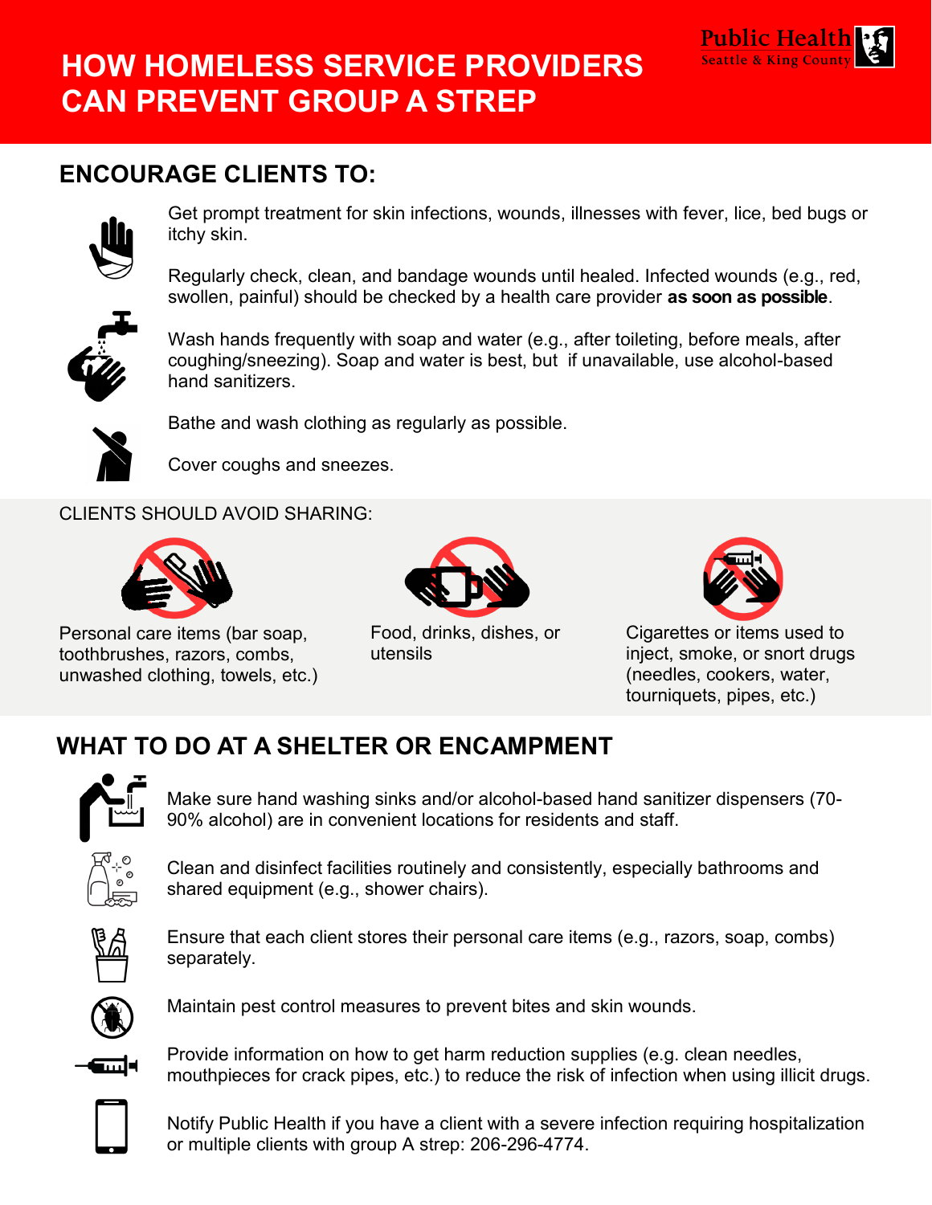# HOW HOMELESS SERVICE PROVIDERS CAN PREVENT GROUP A STREP

Public Health
Seattle & King County

## ENCOURAGE CLIENTS TO:

Get prompt treatment for skin infections, wounds, illnesses with fever, lice, bed bugs or itchy skin.

Regularly check, clean, and bandage wounds until healed. Infected wounds (e.g., red, swollen, painful) should be checked by a health care provider **as soon as possible**.

Wash hands frequently with soap and water (e.g., after toileting, before meals, after coughing/sneezing). Soap and water is best, but if unavailable, use alcohol-based hand sanitizers.

Bathe and wash clothing as regularly as possible.

Cover coughs and sneezes.

CLIENTS SHOULD AVOID SHARING:

Personal care items (bar soap, toothbrushes, razors, combs, unwashed clothing, towels, etc.)

Food, drinks, dishes, or utensils

Cigarettes or items used to inject, smoke, or snort drugs (needles, cookers, water, tourniquets, pipes, etc.)

## WHAT TO DO AT A SHELTER OR ENCAMPMENT

Make sure hand washing sinks and/or alcohol-based hand sanitizer dispensers (70-90% alcohol) are in convenient locations for residents and staff.

Clean and disinfect facilities routinely and consistently, especially bathrooms and shared equipment (e.g., shower chairs).

Ensure that each client stores their personal care items (e.g., razors, soap, combs) separately.

Maintain pest control measures to prevent bites and skin wounds.

Provide information on how to get harm reduction supplies (e.g. clean needles, mouthpieces for crack pipes, etc.) to reduce the risk of infection when using illicit drugs.

Notify Public Health if you have a client with a severe infection requiring hospitalization or multiple clients with group A strep: 206-296-4774.